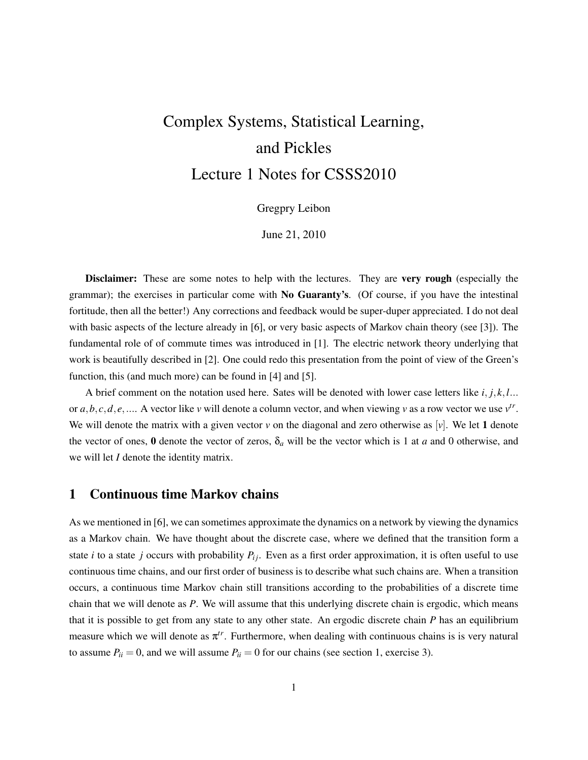# Complex Systems, Statistical Learning, and Pickles
# Lecture 1 Notes for CSSS2010

Gregpry Leibon

June 21, 2010

**Disclaimer:** These are some notes to help with the lectures. They are **very rough** (especially the grammar); the exercises in particular come with **No Guaranty's**. (Of course, if you have the intestinal fortitude, then all the better!) Any corrections and feedback would be super-duper appreciated. I do not deal with basic aspects of the lecture already in [6], or very basic aspects of Markov chain theory (see [3]). The fundamental role of of commute times was introduced in [1]. The electric network theory underlying that work is beautifully described in [2]. One could redo this presentation from the point of view of the Green's function, this (and much more) can be found in [4] and [5].

A brief comment on the notation used here. Sates will be denoted with lower case letters like $i, j, k, l...$ or $a, b, c, d, e, ....$ A vector like $v$ will denote a column vector, and when viewing $v$ as a row vector we use $v^{tr}$. We will denote the matrix with a given vector $v$ on the diagonal and zero otherwise as $[v]$. We let $\mathbf{1}$ denote the vector of ones, $\mathbf{0}$ denote the vector of zeros, $\delta_a$ will be the vector which is 1 at $a$ and 0 otherwise, and we will let $I$ denote the identity matrix.

## 1 Continuous time Markov chains

As we mentioned in [6], we can sometimes approximate the dynamics on a network by viewing the dynamics as a Markov chain. We have thought about the discrete case, where we defined that the transition form a state $i$ to a state $j$ occurs with probability $P_{ij}$. Even as a first order approximation, it is often useful to use continuous time chains, and our first order of business is to describe what such chains are. When a transition occurs, a continuous time Markov chain still transitions according to the probabilities of a discrete time chain that we will denote as $P$. We will assume that this underlying discrete chain is ergodic, which means that it is possible to get from any state to any other state. An ergodic discrete chain $P$ has an equilibrium measure which we will denote as $\pi^{tr}$. Furthermore, when dealing with continuous chains is is very natural to assume $P_{ii} = 0$, and we will assume $P_{ii} = 0$ for our chains (see section 1, exercise 3).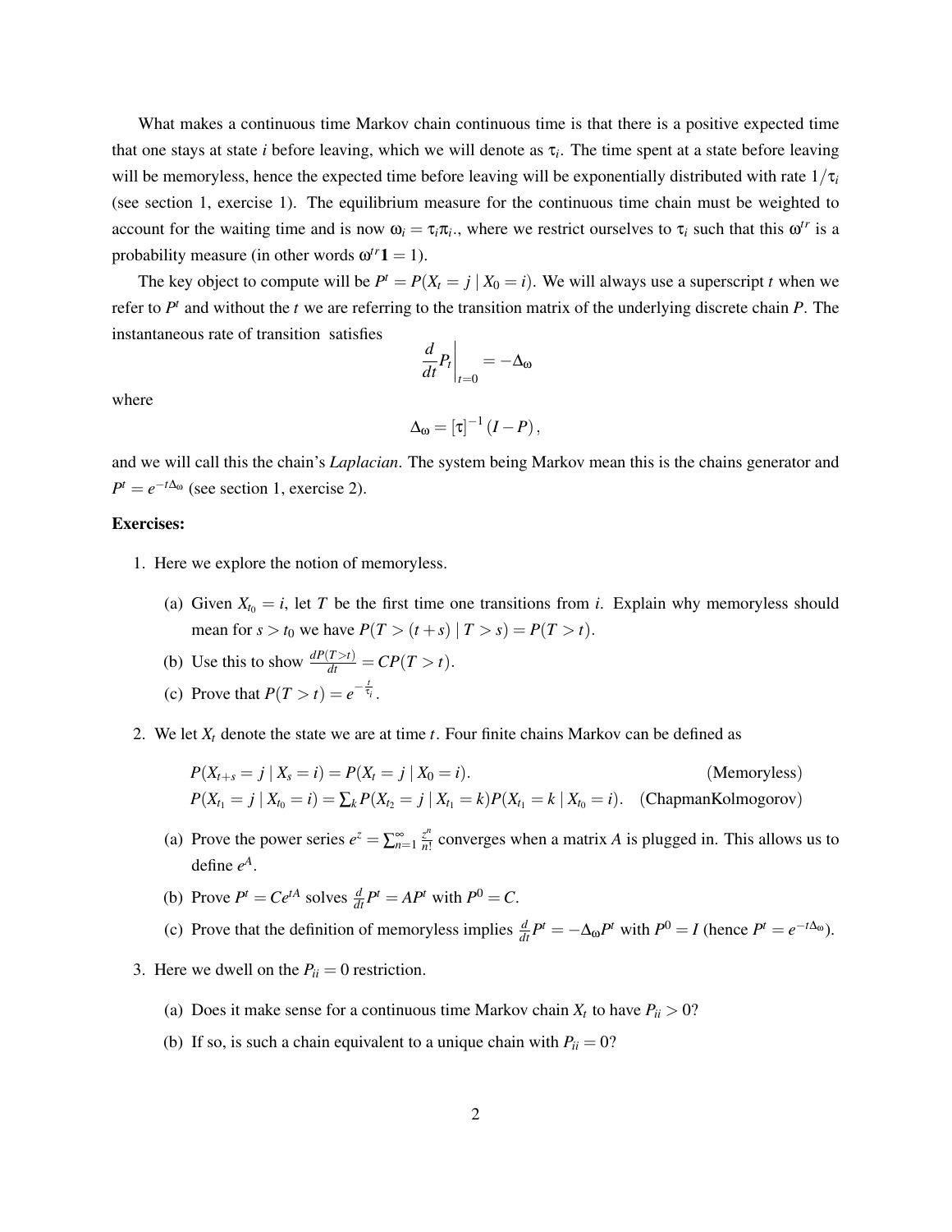What makes a continuous time Markov chain continuous time is that there is a positive expected time that one stays at state $i$ before leaving, which we will denote as $\tau_i$. The time spent at a state before leaving will be memoryless, hence the expected time before leaving will be exponentially distributed with rate $1/\tau_i$ (see section 1, exercise 1). The equilibrium measure for the continuous time chain must be weighted to account for the waiting time and is now $\omega_i = \tau_i \pi_i$., where we restrict ourselves to $\tau_i$ such that this $\omega^{tr}$ is a probability measure (in other words $\omega^{tr}\mathbf{1} = 1$).

The key object to compute will be $P^t = P(X_t = j \mid X_0 = i)$. We will always use a superscript $t$ when we refer to $P^t$ and without the $t$ we are referring to the transition matrix of the underlying discrete chain $P$. The instantaneous rate of transition satisfies

$$\left.\frac{d}{dt}P_t\right|_{t=0} = -\Delta_\omega$$

where

$$\Delta_\omega = [\tau]^{-1}(I - P),$$

and we will call this the chain's *Laplacian*. The system being Markov mean this is the chains generator and $P^t = e^{-t\Delta_\omega}$ (see section 1, exercise 2).

**Exercises:**

1. Here we explore the notion of memoryless.
   (a) Given $X_{t_0} = i$, let $T$ be the first time one transitions from $i$. Explain why memoryless should mean for $s > t_0$ we have $P(T > (t+s) \mid T > s) = P(T > t)$.
   (b) Use this to show $\frac{dP(T>t)}{dt} = CP(T > t)$.
   (c) Prove that $P(T > t) = e^{-\frac{t}{\tau_i}}$.

2. We let $X_t$ denote the state we are at time $t$. Four finite chains Markov can be defined as

   $$P(X_{t+s} = j \mid X_s = i) = P(X_t = j \mid X_0 = i). \qquad \text{(Memoryless)}$$
   $$P(X_{t_1} = j \mid X_{t_0} = i) = \textstyle\sum_k P(X_{t_2} = j \mid X_{t_1} = k)P(X_{t_1} = k \mid X_{t_0} = i). \quad \text{(ChapmanKolmogorov)}$$

   (a) Prove the power series $e^z = \sum_{n=1}^{\infty} \frac{z^n}{n!}$ converges when a matrix $A$ is plugged in. This allows us to define $e^A$.
   (b) Prove $P^t = Ce^{tA}$ solves $\frac{d}{dt}P^t = AP^t$ with $P^0 = C$.
   (c) Prove that the definition of memoryless implies $\frac{d}{dt}P^t = -\Delta_\omega P^t$ with $P^0 = I$ (hence $P^t = e^{-t\Delta_\omega}$).

3. Here we dwell on the $P_{ii} = 0$ restriction.
   (a) Does it make sense for a continuous time Markov chain $X_t$ to have $P_{ii} > 0$?
   (b) If so, is such a chain equivalent to a unique chain with $P_{ii} = 0$?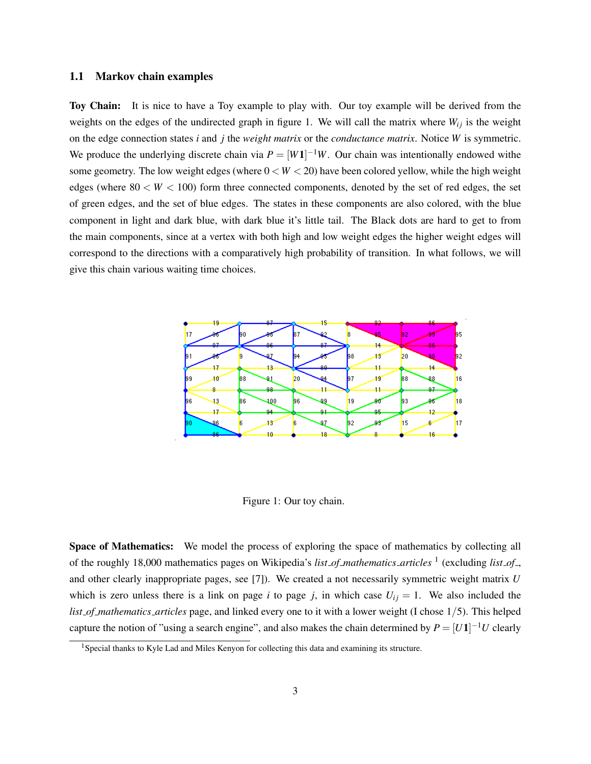### 1.1 Markov chain examples

**Toy Chain:** It is nice to have a Toy example to play with. Our toy example will be derived from the weights on the edges of the undirected graph in figure 1. We will call the matrix where $W_{ij}$ is the weight on the edge connection states $i$ and $j$ the *weight matrix* or the *conductance matrix*. Notice $W$ is symmetric. We produce the underlying discrete chain via $P = [W\mathbf{1}]^{-1}W$. Our chain was intentionally endowed withe some geometry. The low weight edges (where $0 < W < 20$) have been colored yellow, while the high weight edges (where $80 < W < 100$) form three connected components, denoted by the set of red edges, the set of green edges, and the set of blue edges. The states in these components are also colored, with the blue component in light and dark blue, with dark blue it's little tail. The Black dots are hard to get to from the main components, since at a vertex with both high and low weight edges the higher weight edges will correspond to the directions with a comparatively high probability of transition. In what follows, we will give this chain various waiting time choices.

Figure 1: Our toy chain.

**Space of Mathematics:** We model the process of exploring the space of mathematics by collecting all of the roughly 18,000 mathematics pages on Wikipedia's *list_of_mathematics_articles* [1] (excluding *list_of_*, and other clearly inappropriate pages, see [7]). We created a not necessarily symmetric weight matrix $U$ which is zero unless there is a link on page $i$ to page $j$, in which case $U_{ij} = 1$. We also included the *list_of_mathematics_articles* page, and linked every one to it with a lower weight (I chose 1/5). This helped capture the notion of "using a search engine", and also makes the chain determined by $P = [U\mathbf{1}]^{-1}U$ clearly

[1] Special thanks to Kyle Lad and Miles Kenyon for collecting this data and examining its structure.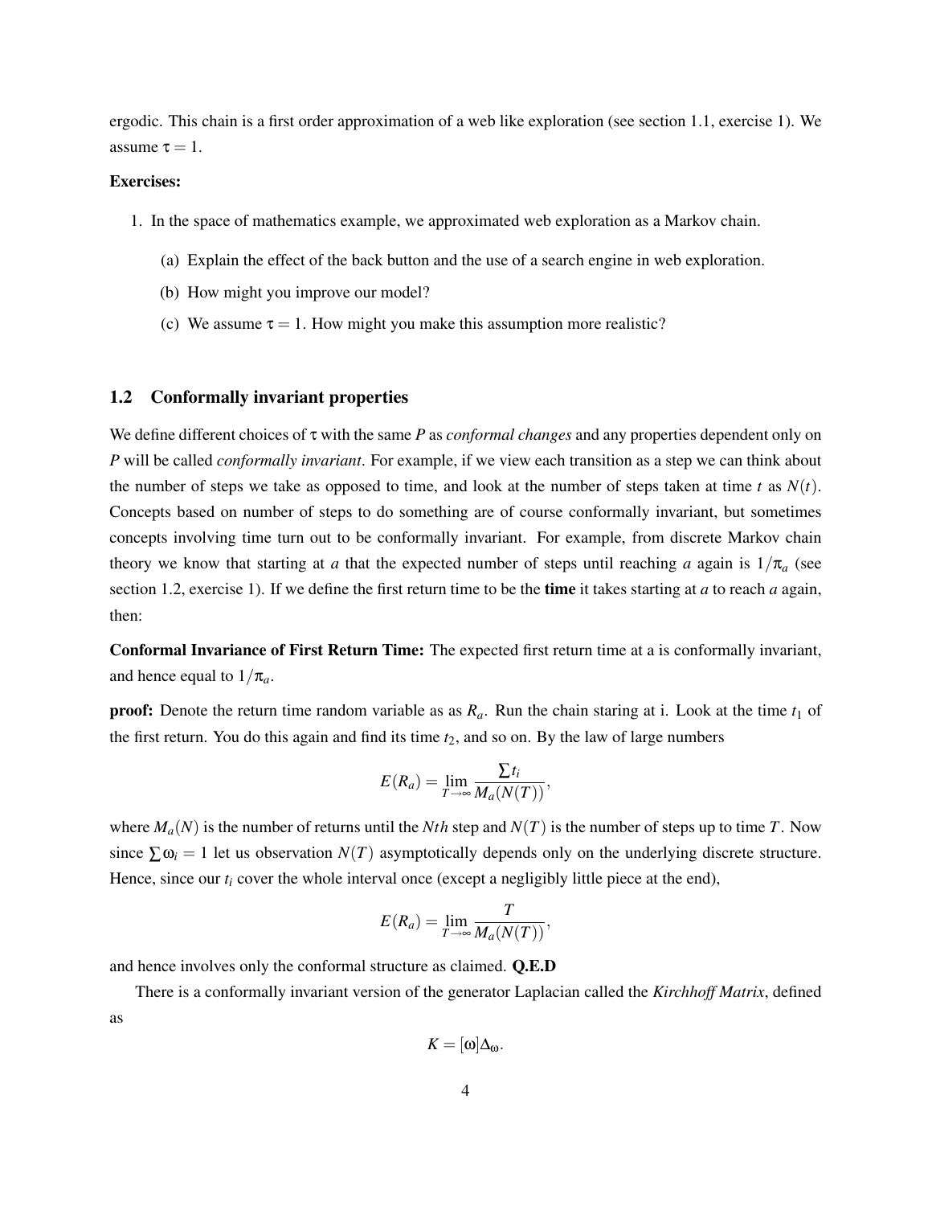ergodic. This chain is a first order approximation of a web like exploration (see section 1.1, exercise 1). We assume $\tau = 1$.

**Exercises:**

1. In the space of mathematics example, we approximated web exploration as a Markov chain.

   (a) Explain the effect of the back button and the use of a search engine in web exploration.

   (b) How might you improve our model?

   (c) We assume $\tau = 1$. How might you make this assumption more realistic?

## 1.2 Conformally invariant properties

We define different choices of $\tau$ with the same $P$ as *conformal changes* and any properties dependent only on $P$ will be called *conformally invariant*. For example, if we view each transition as a step we can think about the number of steps we take as opposed to time, and look at the number of steps taken at time $t$ as $N(t)$. Concepts based on number of steps to do something are of course conformally invariant, but sometimes concepts involving time turn out to be conformally invariant. For example, from discrete Markov chain theory we know that starting at $a$ that the expected number of steps until reaching $a$ again is $1/\pi_a$ (see section 1.2, exercise 1). If we define the first return time to be the **time** it takes starting at $a$ to reach $a$ again, then:

**Conformal Invariance of First Return Time:** The expected first return time at a is conformally invariant, and hence equal to $1/\pi_a$.

**proof:** Denote the return time random variable as as $R_a$. Run the chain staring at i. Look at the time $t_1$ of the first return. You do this again and find its time $t_2$, and so on. By the law of large numbers

$$E(R_a) = \lim_{T\to\infty} \frac{\sum t_i}{M_a(N(T))},$$

where $M_a(N)$ is the number of returns until the $Nth$ step and $N(T)$ is the number of steps up to time $T$. Now since $\sum \omega_i = 1$ let us observation $N(T)$ asymptotically depends only on the underlying discrete structure. Hence, since our $t_i$ cover the whole interval once (except a negligibly little piece at the end),

$$E(R_a) = \lim_{T\to\infty} \frac{T}{M_a(N(T))},$$

and hence involves only the conformal structure as claimed. **Q.E.D**

There is a conformally invariant version of the generator Laplacian called the *Kirchhoff Matrix*, defined as

$$K = [\omega]\Delta_\omega.$$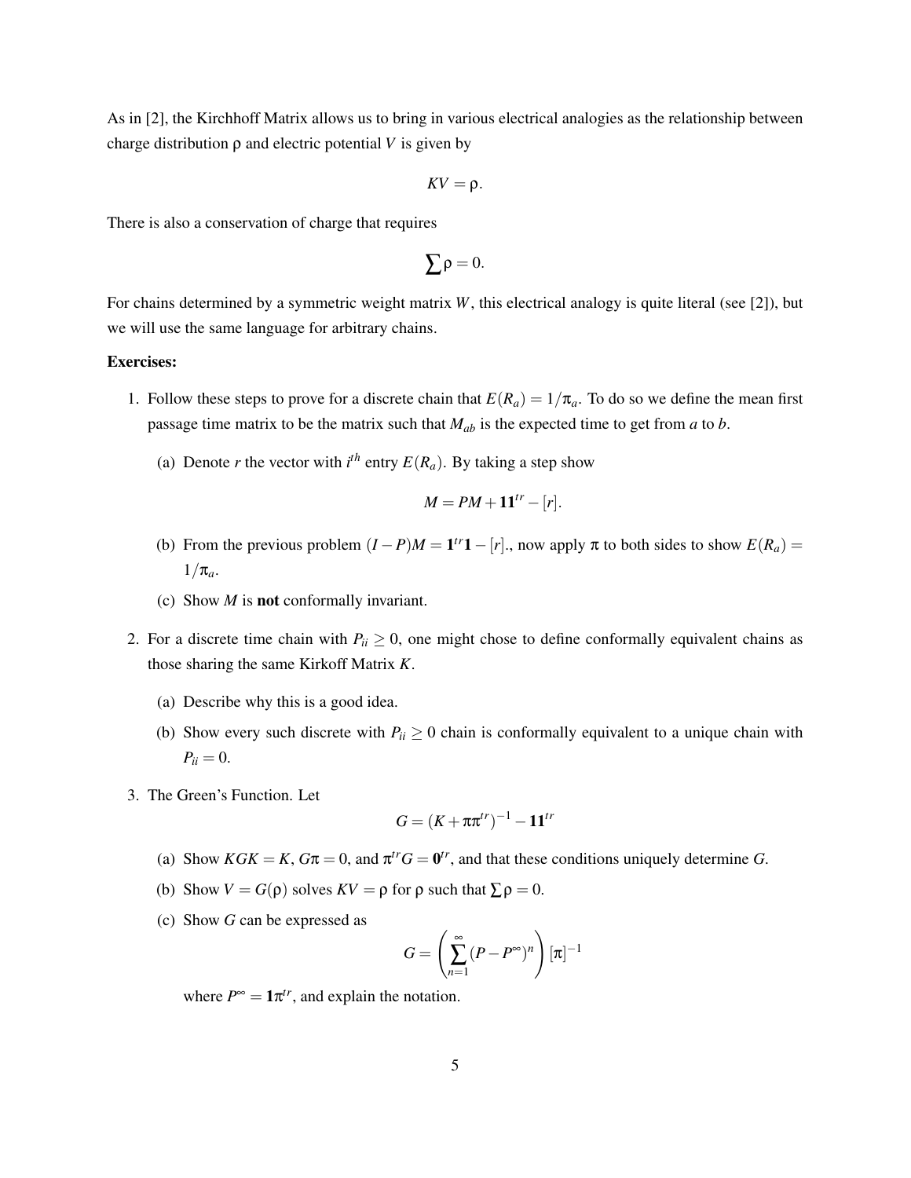As in [2], the Kirchhoff Matrix allows us to bring in various electrical analogies as the relationship between charge distribution $\rho$ and electric potential $V$ is given by

$$KV = \rho.$$

There is also a conservation of charge that requires

$$\sum \rho = 0.$$

For chains determined by a symmetric weight matrix $W$, this electrical analogy is quite literal (see [2]), but we will use the same language for arbitrary chains.

**Exercises:**

1. Follow these steps to prove for a discrete chain that $E(R_a) = 1/\pi_a$. To do so we define the mean first passage time matrix to be the matrix such that $M_{ab}$ is the expected time to get from $a$ to $b$.

   (a) Denote $r$ the vector with $i^{th}$ entry $E(R_a)$. By taking a step show

   $$M = PM + \mathbf{1}\mathbf{1}^{tr} - [r].$$

   (b) From the previous problem $(I-P)M = \mathbf{1}^{tr}\mathbf{1} - [r]$., now apply $\pi$ to both sides to show $E(R_a) = 1/\pi_a$.

   (c) Show $M$ is **not** conformally invariant.

2. For a discrete time chain with $P_{ii} \geq 0$, one might chose to define conformally equivalent chains as those sharing the same Kirkoff Matrix $K$.

   (a) Describe why this is a good idea.

   (b) Show every such discrete with $P_{ii} \geq 0$ chain is conformally equivalent to a unique chain with $P_{ii} = 0$.

3. The Green's Function. Let

   $$G = (K + \pi\pi^{tr})^{-1} - \mathbf{1}\mathbf{1}^{tr}$$

   (a) Show $KGK = K$, $G\pi = 0$, and $\pi^{tr}G = \mathbf{0}^{tr}$, and that these conditions uniquely determine $G$.

   (b) Show $V = G(\rho)$ solves $KV = \rho$ for $\rho$ such that $\sum \rho = 0$.

   (c) Show $G$ can be expressed as

   $$G = \left( \sum_{n=1}^{\infty} (P - P^{\infty})^n \right) [\pi]^{-1}$$

   where $P^{\infty} = \mathbf{1}\pi^{tr}$, and explain the notation.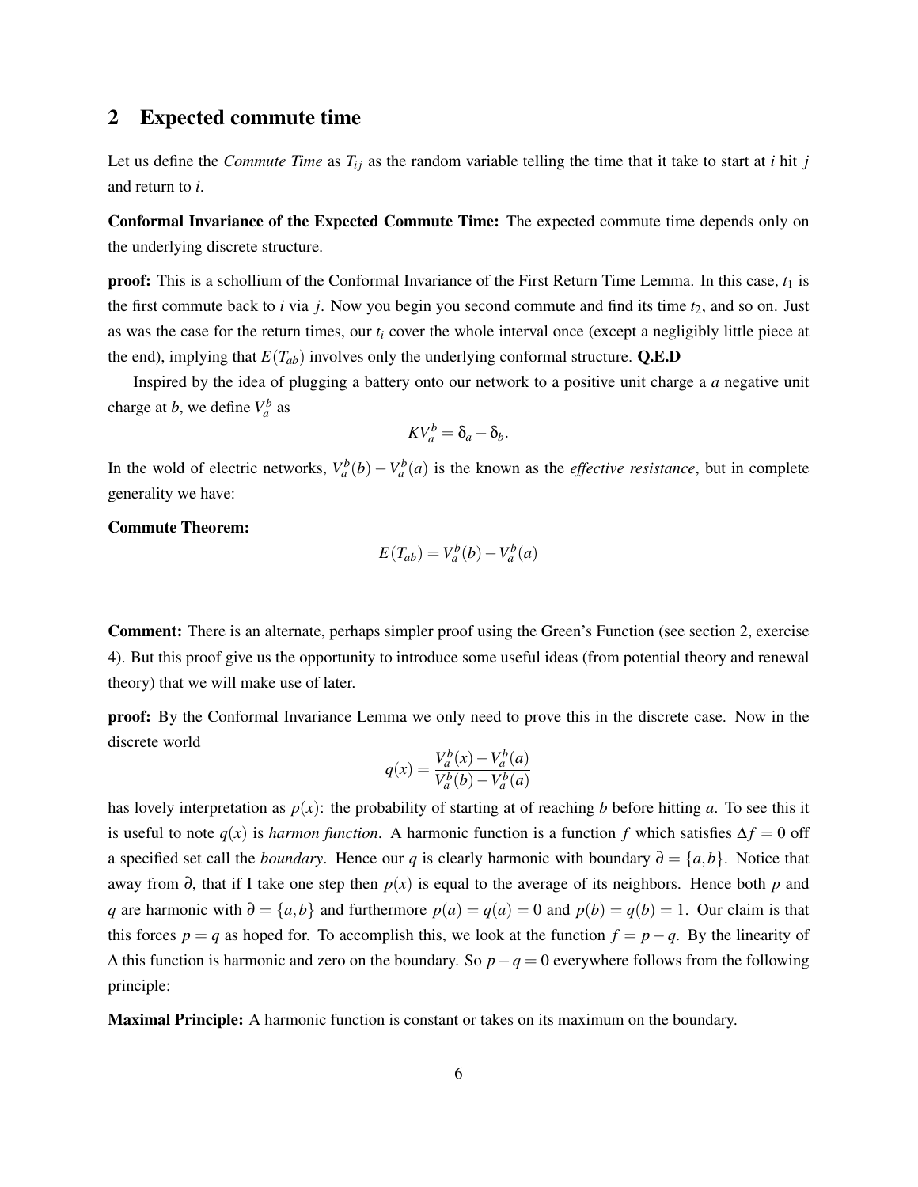## 2 Expected commute time

Let us define the *Commute Time* as $T_{ij}$ as the random variable telling the time that it take to start at $i$ hit $j$ and return to $i$.

**Conformal Invariance of the Expected Commute Time:** The expected commute time depends only on the underlying discrete structure.

**proof:** This is a schollium of the Conformal Invariance of the First Return Time Lemma. In this case, $t_1$ is the first commute back to $i$ via $j$. Now you begin you second commute and find its time $t_2$, and so on. Just as was the case for the return times, our $t_i$ cover the whole interval once (except a negligibly little piece at the end), implying that $E(T_{ab})$ involves only the underlying conformal structure. **Q.E.D**

Inspired by the idea of plugging a battery onto our network to a positive unit charge a $a$ negative unit charge at $b$, we define $V_a^b$ as

$$KV_a^b = \delta_a - \delta_b.$$

In the wold of electric networks, $V_a^b(b) - V_a^b(a)$ is the known as the *effective resistance*, but in complete generality we have:

**Commute Theorem:**

$$E(T_{ab}) = V_a^b(b) - V_a^b(a)$$

**Comment:** There is an alternate, perhaps simpler proof using the Green's Function (see section 2, exercise 4). But this proof give us the opportunity to introduce some useful ideas (from potential theory and renewal theory) that we will make use of later.

**proof:** By the Conformal Invariance Lemma we only need to prove this in the discrete case. Now in the discrete world

$$q(x) = \frac{V_a^b(x) - V_a^b(a)}{V_a^b(b) - V_a^b(a)}$$

has lovely interpretation as $p(x)$: the probability of starting at of reaching $b$ before hitting $a$. To see this it is useful to note $q(x)$ is *harmon function*. A harmonic function is a function $f$ which satisfies $\Delta f = 0$ off a specified set call the *boundary*. Hence our $q$ is clearly harmonic with boundary $\partial = \{a, b\}$. Notice that away from $\partial$, that if I take one step then $p(x)$ is equal to the average of its neighbors. Hence both $p$ and $q$ are harmonic with $\partial = \{a, b\}$ and furthermore $p(a) = q(a) = 0$ and $p(b) = q(b) = 1$. Our claim is that this forces $p = q$ as hoped for. To accomplish this, we look at the function $f = p - q$. By the linearity of $\Delta$ this function is harmonic and zero on the boundary. So $p - q = 0$ everywhere follows from the following principle:

**Maximal Principle:** A harmonic function is constant or takes on its maximum on the boundary.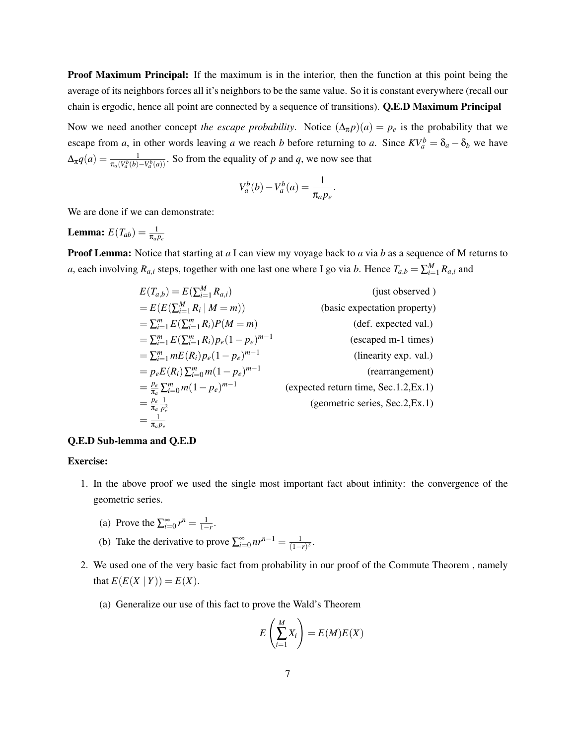**Proof Maximum Principal:** If the maximum is in the interior, then the function at this point being the average of its neighbors forces all it's neighbors to be the same value. So it is constant everywhere (recall our chain is ergodic, hence all point are connected by a sequence of transitions). **Q.E.D Maximum Principal**

Now we need another concept *the escape probability*. Notice $(\Delta_\pi p)(a) = p_e$ is the probability that we escape from $a$, in other words leaving $a$ we reach $b$ before returning to $a$. Since $KV_a^b = \delta_a - \delta_b$ we have $\Delta_\pi q(a) = \frac{1}{\pi_a(V_a^b(b) - V_a^b(a))}$. So from the equality of $p$ and $q$, we now see that

$$V_a^b(b) - V_a^b(a) = \frac{1}{\pi_a p_e}.$$

We are done if we can demonstrate:

**Lemma:** $E(T_{ab}) = \frac{1}{\pi_a p_e}$

**Proof Lemma:** Notice that starting at $a$ I can view my voyage back to $a$ via $b$ as a sequence of M returns to $a$, each involving $R_{a,i}$ steps, together with one last one where I go via $b$. Hence $T_{a,b} = \sum_{i=1}^{M} R_{a,i}$ and

$$
\begin{aligned}
E(T_{a,b}) &= E(\textstyle\sum_{i=1}^{M} R_{a,i}) && \text{(just observed )}\\
&= E(E(\textstyle\sum_{i=1}^{M} R_i \mid M = m)) && \text{(basic expectation property)}\\
&= \textstyle\sum_{i=1}^{m} E(\sum_{i=1}^{m} R_i) P(M = m) && \text{(def. expected val.)}\\
&= \textstyle\sum_{i=1}^{m} E(\sum_{i=1}^{m} R_i) p_e (1-p_e)^{m-1} && \text{(escaped m-1 times)}\\
&= \textstyle\sum_{i=1}^{m} m E(R_i) p_e (1-p_e)^{m-1} && \text{(linearity exp. val.)}\\
&= p_e E(R_i) \textstyle\sum_{i=0}^{m} m (1-p_e)^{m-1} && \text{(rearrangement)}\\
&= \frac{p_e}{\pi_a} \textstyle\sum_{i=0}^{m} m (1-p_e)^{m-1} && \text{(expected return time, Sec.1.2,Ex.1)}\\
&= \frac{p_e}{\pi_a} \frac{1}{p_e^2} && \text{(geometric series, Sec.2,Ex.1)}\\
&= \frac{1}{\pi_a p_e}
\end{aligned}
$$

**Q.E.D Sub-lemma and Q.E.D**

**Exercise:**

1. In the above proof we used the single most important fact about infinity: the convergence of the geometric series.
   (a) Prove the $\sum_{i=0}^{\infty} r^n = \frac{1}{1-r}$.
   (b) Take the derivative to prove $\sum_{i=0}^{\infty} n r^{n-1} = \frac{1}{(1-r)^2}$.
2. We used one of the very basic fact from probability in our proof of the Commute Theorem , namely that $E(E(X \mid Y)) = E(X)$.
   (a) Generalize our use of this fact to prove the Wald's Theorem

$$E\left(\sum_{i=1}^{M} X_i\right) = E(M)E(X)$$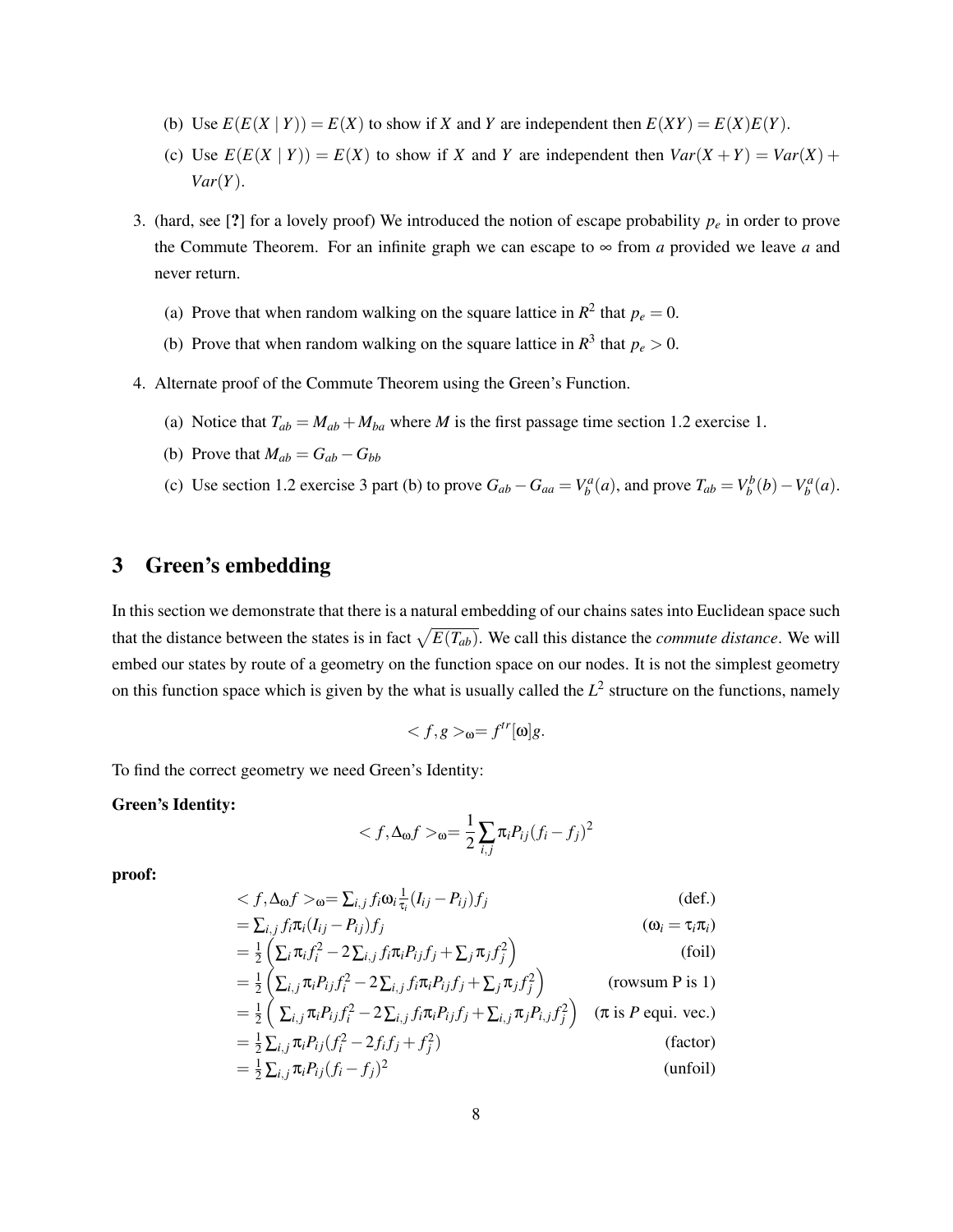(b) Use $E(E(X \mid Y)) = E(X)$ to show if $X$ and $Y$ are independent then $E(XY) = E(X)E(Y)$.

(c) Use $E(E(X \mid Y)) = E(X)$ to show if $X$ and $Y$ are independent then $Var(X+Y) = Var(X) + Var(Y)$.

3. (hard, see [?] for a lovely proof) We introduced the notion of escape probability $p_e$ in order to prove the Commute Theorem. For an infinite graph we can escape to $\infty$ from $a$ provided we leave $a$ and never return.

   (a) Prove that when random walking on the square lattice in $R^2$ that $p_e = 0$.

   (b) Prove that when random walking on the square lattice in $R^3$ that $p_e > 0$.

4. Alternate proof of the Commute Theorem using the Green's Function.

   (a) Notice that $T_{ab} = M_{ab} + M_{ba}$ where $M$ is the first passage time section 1.2 exercise 1.

   (b) Prove that $M_{ab} = G_{ab} - G_{bb}$

   (c) Use section 1.2 exercise 3 part (b) to prove $G_{ab} - G_{aa} = V_b^a(a)$, and prove $T_{ab} = V_b^b(b) - V_b^a(a)$.

# 3 Green's embedding

In this section we demonstrate that there is a natural embedding of our chains sates into Euclidean space such that the distance between the states is in fact $\sqrt{E(T_{ab})}$. We call this distance the *commute distance*. We will embed our states by route of a geometry on the function space on our nodes. It is not the simplest geometry on this function space which is given by the what is usually called the $L^2$ structure on the functions, namely

$$< f, g >_\omega = f^{tr}[\omega]g.$$

To find the correct geometry we need Green's Identity:

**Green's Identity:**

$$< f, \Delta_\omega f >_\omega = \frac{1}{2}\sum_{i,j} \pi_i P_{ij}(f_i - f_j)^2$$

**proof:**

$$
\begin{aligned}
< f, \Delta_\omega f >_\omega &= \textstyle\sum_{i,j} f_i \omega_i \frac{1}{\tau_i}(I_{ij} - P_{ij}) f_j && \text{(def.)}\\
&= \textstyle\sum_{i,j} f_i \pi_i (I_{ij} - P_{ij}) f_j && (\omega_i = \tau_i \pi_i)\\
&= \tfrac{1}{2}\left(\textstyle\sum_i \pi_i f_i^2 - 2\sum_{i,j} f_i \pi_i P_{ij} f_j + \sum_j \pi_j f_j^2\right) && \text{(foil)}\\
&= \tfrac{1}{2}\left(\textstyle\sum_{i,j} \pi_i P_{ij} f_i^2 - 2\sum_{i,j} f_i \pi_i P_{ij} f_j + \sum_j \pi_j f_j^2\right) && \text{(rowsum P is 1)}\\
&= \tfrac{1}{2}\left(\textstyle\sum_{i,j} \pi_i P_{ij} f_i^2 - 2\sum_{i,j} f_i \pi_i P_{ij} f_j + \sum_{i,j} \pi_j P_{i,j} f_j^2\right) && (\pi \text{ is } P \text{ equi. vec.})\\
&= \tfrac{1}{2}\textstyle\sum_{i,j} \pi_i P_{ij}(f_i^2 - 2 f_i f_j + f_j^2) && \text{(factor)}\\
&= \tfrac{1}{2}\textstyle\sum_{i,j} \pi_i P_{ij}(f_i - f_j)^2 && \text{(unfoil)}
\end{aligned}
$$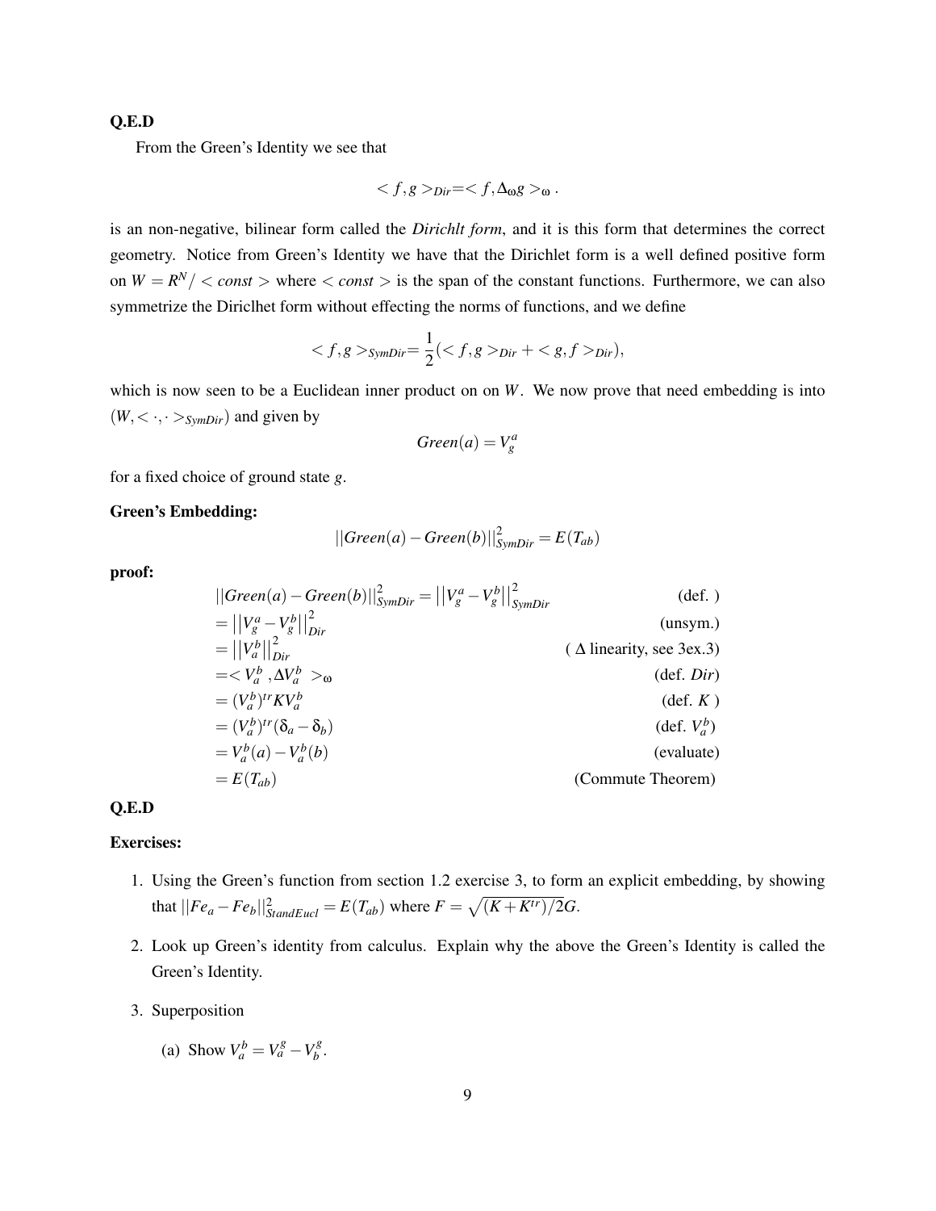**Q.E.D**

From the Green's Identity we see that

$$< f, g >_{Dir} = < f, \Delta_\omega g >_\omega .$$

is an non-negative, bilinear form called the *Dirichlt form*, and it is this form that determines the correct geometry. Notice from Green's Identity we have that the Dirichlet form is a well defined positive form on $W = R^N / < const >$ where $< const >$ is the span of the constant functions. Furthermore, we can also symmetrize the Diriclhet form without effecting the norms of functions, and we define

$$< f, g >_{SymDir} = \frac{1}{2}(< f, g >_{Dir} + < g, f >_{Dir}),$$

which is now seen to be a Euclidean inner product on on $W$. We now prove that need embedding is into $(W, < \cdot, \cdot >_{SymDir})$ and given by

$$Green(a) = V_g^a$$

for a fixed choice of ground state $g$.

**Green's Embedding:**

$$||Green(a) - Green(b)||_{SymDir}^2 = E(T_{ab})$$

**proof:**

$$
\begin{aligned}
&||Green(a) - Green(b)||_{SymDir}^2 = \left|\left|V_g^a - V_g^b\right|\right|_{SymDir}^2 && \text{(def. )}\\
&= \left|\left|V_g^a - V_g^b\right|\right|_{Dir}^2 && \text{(unsym.)}\\
&= \left|\left|V_a^b\right|\right|_{Dir}^2 && (\Delta \text{ linearity, see 3ex.3})\\
&= < V_a^b, \Delta V_a^b >_\omega && (\text{def. } Dir)\\
&= (V_a^b)^{tr} K V_a^b && (\text{def. } K)\\
&= (V_a^b)^{tr}(\delta_a - \delta_b) && (\text{def. } V_a^b)\\
&= V_a^b(a) - V_a^b(b) && \text{(evaluate)}\\
&= E(T_{ab}) && \text{(Commute Theorem)}
\end{aligned}
$$

**Q.E.D**

**Exercises:**

1. Using the Green's function from section 1.2 exercise 3, to form an explicit embedding, by showing that $||Fe_a - Fe_b||_{StandEucl}^2 = E(T_{ab})$ where $F = \sqrt{(K + K^{tr})/2}G$.

2. Look up Green's identity from calculus. Explain why the above the Green's Identity is called the Green's Identity.

3. Superposition

   (a) Show $V_a^b = V_a^g - V_b^g$.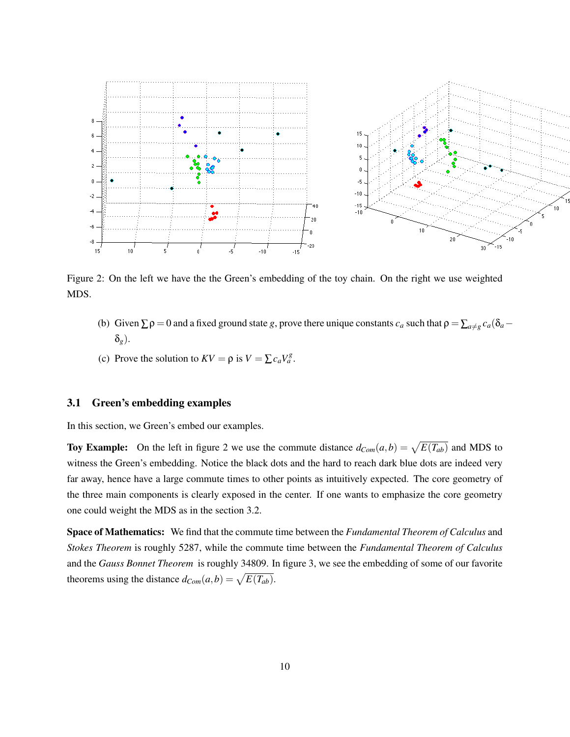Figure 2: On the left we have the the Green's embedding of the toy chain. On the right we use weighted MDS.

(b) Given $\sum \rho = 0$ and a fixed ground state $g$, prove there unique constants $c_a$ such that $\rho = \sum_{a \neq g} c_a(\delta_a - \delta_g)$.

(c) Prove the solution to $KV = \rho$ is $V = \sum c_a V_a^g$.

### 3.1 Green's embedding examples

In this section, we Green's embed our examples.

**Toy Example:** On the left in figure 2 we use the commute distance $d_{Com}(a,b) = \sqrt{E(T_{ab})}$ and MDS to witness the Green's embedding. Notice the black dots and the hard to reach dark blue dots are indeed very far away, hence have a large commute times to other points as intuitively expected. The core geometry of the three main components is clearly exposed in the center. If one wants to emphasize the core geometry one could weight the MDS as in the section 3.2.

**Space of Mathematics:** We find that the commute time between the *Fundamental Theorem of Calculus* and *Stokes Theorem* is roughly 5287, while the commute time between the *Fundamental Theorem of Calculus* and the *Gauss Bonnet Theorem* is roughly 34809. In figure 3, we see the embedding of some of our favorite theorems using the distance $d_{Com}(a,b) = \sqrt{E(T_{ab})}$.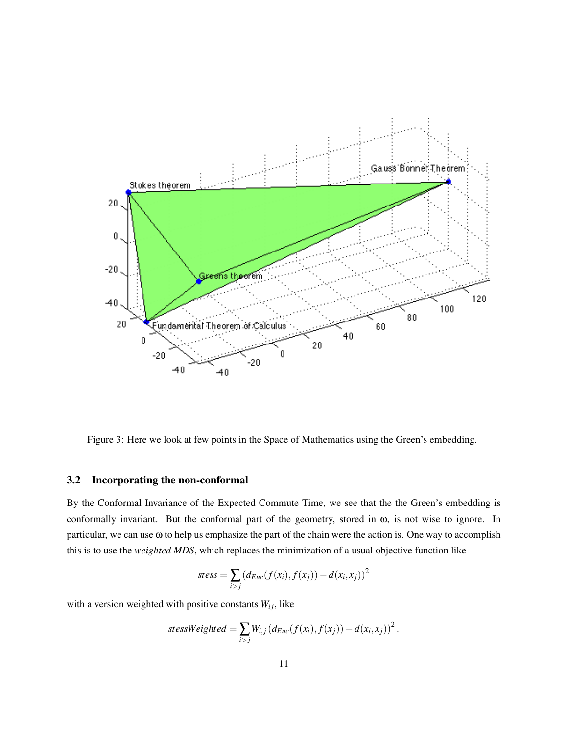Figure 3: Here we look at few points in the Space of Mathematics using the Green's embedding.

### 3.2 Incorporating the non-conformal

By the Conformal Invariance of the Expected Commute Time, we see that the the Green's embedding is conformally invariant. But the conformal part of the geometry, stored in $\omega$, is not wise to ignore. In particular, we can use $\omega$ to help us emphasize the part of the chain were the action is. One way to accomplish this is to use the *weighted MDS*, which replaces the minimization of a usual objective function like

$$stess = \sum_{i>j} \left(d_{Euc}(f(x_i), f(x_j)) - d(x_i, x_j)\right)^2$$

with a version weighted with positive constants $W_{ij}$, like

$$stessWeighted = \sum_{i>j} W_{i,j} \left(d_{Euc}(f(x_i), f(x_j)) - d(x_i, x_j)\right)^2.$$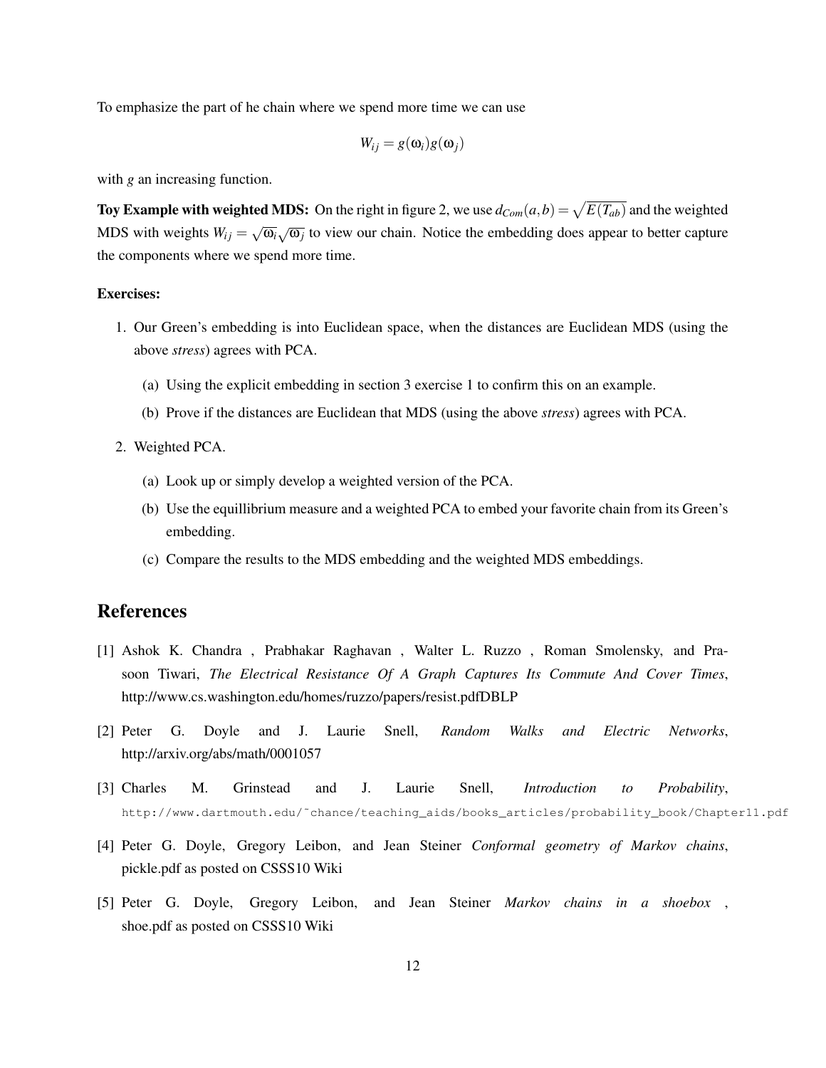To emphasize the part of he chain where we spend more time we can use

$$W_{ij} = g(\omega_i)g(\omega_j)$$

with $g$ an increasing function.

**Toy Example with weighted MDS:** On the right in figure 2, we use $d_{Com}(a,b) = \sqrt{E(T_{ab})}$ and the weighted MDS with weights $W_{ij} = \sqrt{\omega_i}\sqrt{\omega_j}$ to view our chain. Notice the embedding does appear to better capture the components where we spend more time.

**Exercises:**

1. Our Green's embedding is into Euclidean space, when the distances are Euclidean MDS (using the above *stress*) agrees with PCA.

   (a) Using the explicit embedding in section 3 exercise 1 to confirm this on an example.

   (b) Prove if the distances are Euclidean that MDS (using the above *stress*) agrees with PCA.

2. Weighted PCA.

   (a) Look up or simply develop a weighted version of the PCA.

   (b) Use the equillibrium measure and a weighted PCA to embed your favorite chain from its Green's embedding.

   (c) Compare the results to the MDS embedding and the weighted MDS embeddings.

## References

[1] Ashok K. Chandra , Prabhakar Raghavan , Walter L. Ruzzo , Roman Smolensky, and Prasoon Tiwari, *The Electrical Resistance Of A Graph Captures Its Commute And Cover Times*, http://www.cs.washington.edu/homes/ruzzo/papers/resist.pdfDBLP

[2] Peter G. Doyle and J. Laurie Snell, *Random Walks and Electric Networks*, http://arxiv.org/abs/math/0001057

[3] Charles M. Grinstead and J. Laurie Snell, *Introduction to Probability*, http://www.dartmouth.edu/~chance/teaching_aids/books_articles/probability_book/Chapter11.pdf

[4] Peter G. Doyle, Gregory Leibon, and Jean Steiner *Conformal geometry of Markov chains*, pickle.pdf as posted on CSSS10 Wiki

[5] Peter G. Doyle, Gregory Leibon, and Jean Steiner *Markov chains in a shoebox* , shoe.pdf as posted on CSSS10 Wiki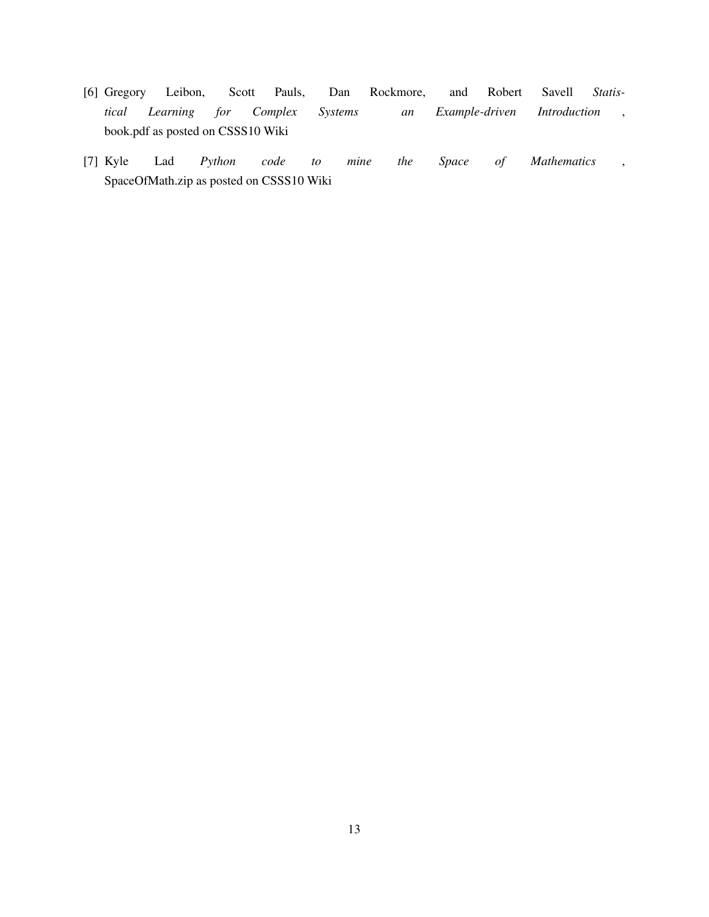[6] Gregory Leibon, Scott Pauls, Dan Rockmore, and Robert Savell *Statistical Learning for Complex Systems an Example-driven Introduction* , book.pdf as posted on CSSS10 Wiki

[7] Kyle Lad *Python code to mine the Space of Mathematics* , SpaceOfMath.zip as posted on CSSS10 Wiki